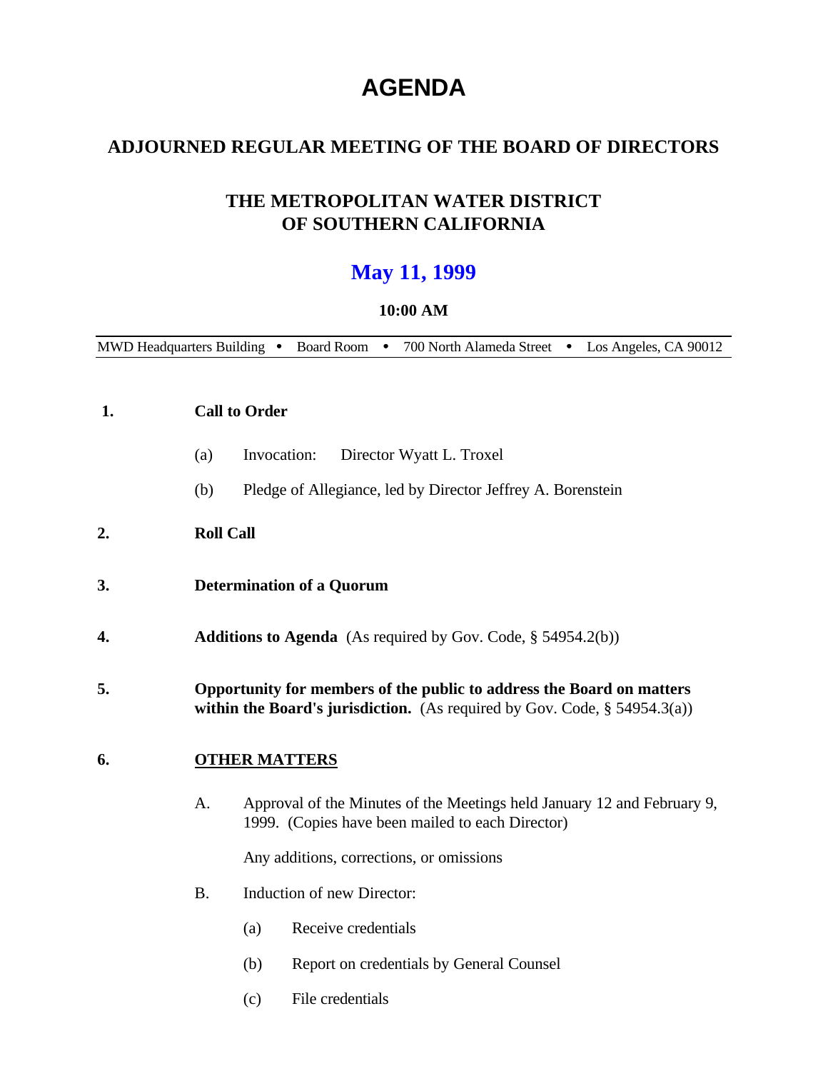# AGENDA

## ADJOURNED REGULAR MEETING OF THE BOARD OF DIRECTORS

## THE METROPOLITAN WATER DISTRICT OF SOUTHERN CALIFORNIA

## May 11, 1999

### 10:00 AM

MWD Headquarters Building • Board Room • 700 North Alameda Street • Los Angeles, CA 90012

**1. Call to Order**

(a) Invocation: Director Wyatt L. Troxel

(b) Pledge of Allegiance, led by Director Jeffrey A. Borenstein

**2. Roll Call**

**3. Determination of a Quorum**

**4. Additions to Agenda** (As required by Gov. Code, § 54954.2(b))

**5. Opportunity for members of the public to address the Board on matters within the Board's jurisdiction.** (As required by Gov. Code, § 54954.3(a))

**6. <u>OTHER MATTERS</u>**

A. Approval of the Minutes of the Meetings held January 12 and February 9, 1999. (Copies have been mailed to each Director)

Any additions, corrections, or omissions

B. Induction of new Director:

(a) Receive credentials

(b) Report on credentials by General Counsel

(c) File credentials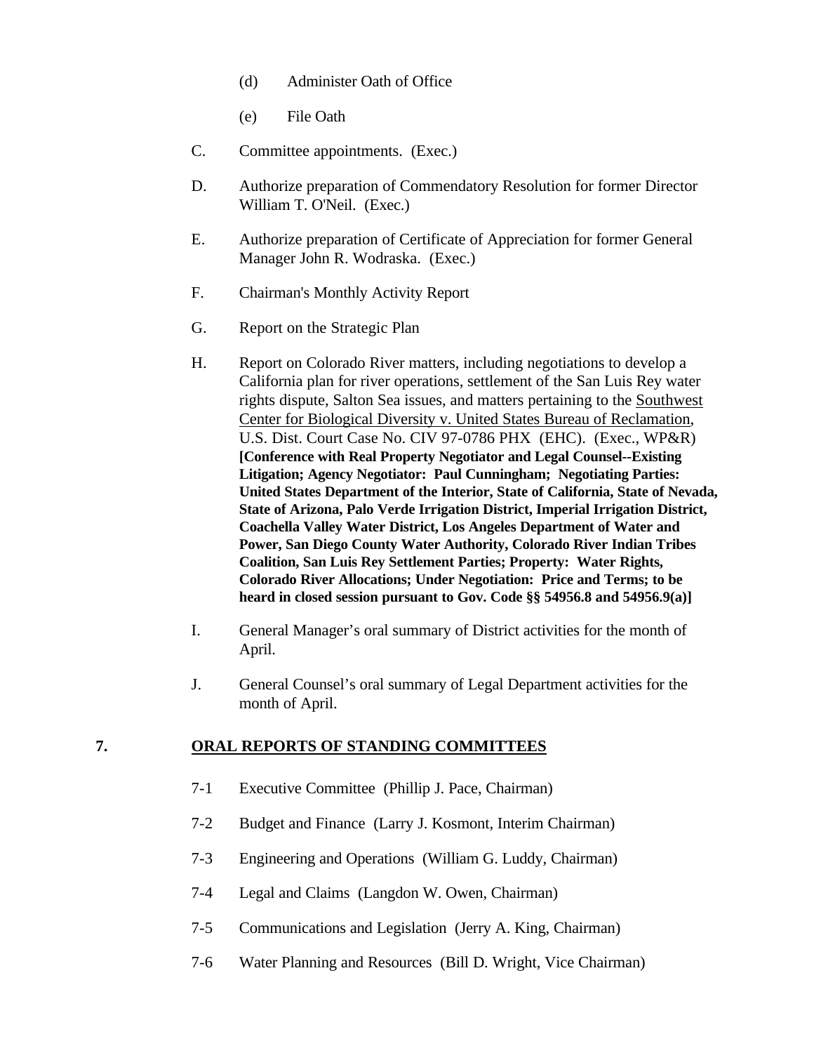(d) Administer Oath of Office

(e) File Oath

C. Committee appointments. (Exec.)

D. Authorize preparation of Commendatory Resolution for former Director William T. O'Neil. (Exec.)

E. Authorize preparation of Certificate of Appreciation for former General Manager John R. Wodraska. (Exec.)

F. Chairman's Monthly Activity Report

G. Report on the Strategic Plan

H. Report on Colorado River matters, including negotiations to develop a California plan for river operations, settlement of the San Luis Rey water rights dispute, Salton Sea issues, and matters pertaining to the Southwest Center for Biological Diversity v. United States Bureau of Reclamation, U.S. Dist. Court Case No. CIV 97-0786 PHX (EHC). (Exec., WP&R) **[Conference with Real Property Negotiator and Legal Counsel--Existing Litigation; Agency Negotiator: Paul Cunningham; Negotiating Parties: United States Department of the Interior, State of California, State of Nevada, State of Arizona, Palo Verde Irrigation District, Imperial Irrigation District, Coachella Valley Water District, Los Angeles Department of Water and Power, San Diego County Water Authority, Colorado River Indian Tribes Coalition, San Luis Rey Settlement Parties; Property: Water Rights, Colorado River Allocations; Under Negotiation: Price and Terms; to be heard in closed session pursuant to Gov. Code §§ 54956.8 and 54956.9(a)]**

I. General Manager's oral summary of District activities for the month of April.

J. General Counsel's oral summary of Legal Department activities for the month of April.

## 7. ORAL REPORTS OF STANDING COMMITTEES

7-1 Executive Committee (Phillip J. Pace, Chairman)

7-2 Budget and Finance (Larry J. Kosmont, Interim Chairman)

7-3 Engineering and Operations (William G. Luddy, Chairman)

7-4 Legal and Claims (Langdon W. Owen, Chairman)

7-5 Communications and Legislation (Jerry A. King, Chairman)

7-6 Water Planning and Resources (Bill D. Wright, Vice Chairman)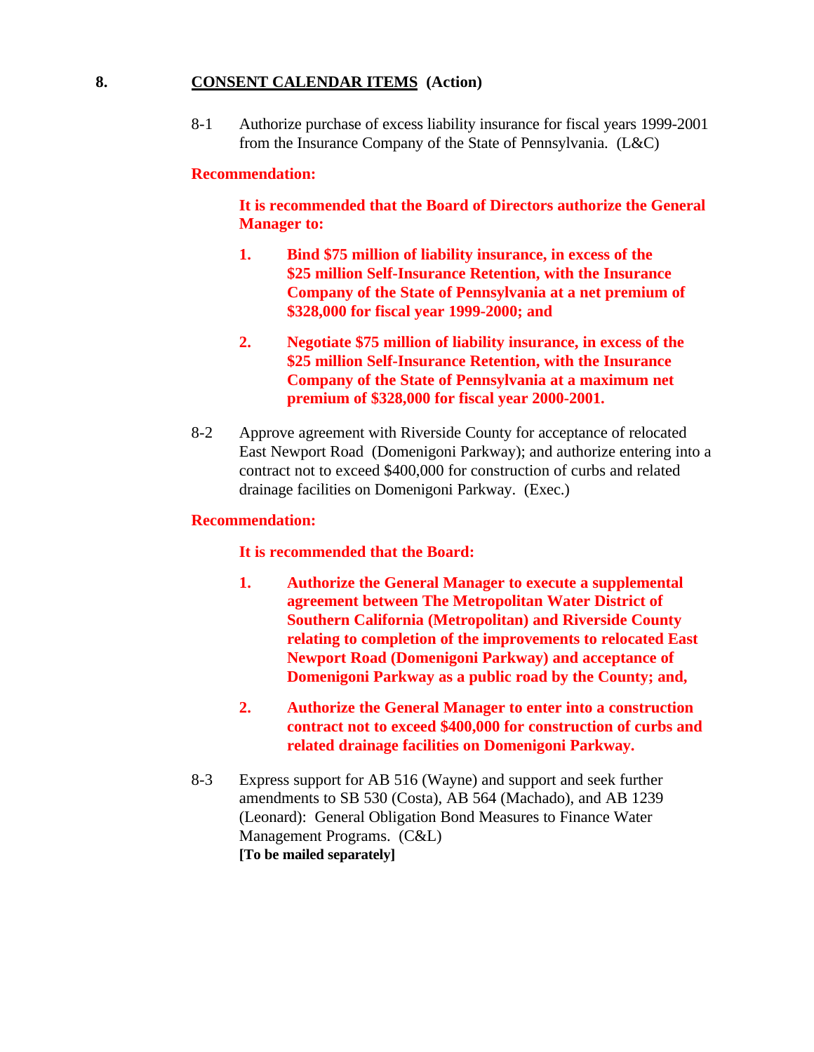## 8. <u>CONSENT CALENDAR ITEMS</u> (Action)

8-1 Authorize purchase of excess liability insurance for fiscal years 1999-2001 from the Insurance Company of the State of Pennsylvania. (L&C)

**Recommendation:**

**It is recommended that the Board of Directors authorize the General Manager to:**

1. **Bind $75 million of liability insurance, in excess of the $25 million Self-Insurance Retention, with the Insurance Company of the State of Pennsylvania at a net premium of $328,000 for fiscal year 1999-2000; and**

2. **Negotiate $75 million of liability insurance, in excess of the $25 million Self-Insurance Retention, with the Insurance Company of the State of Pennsylvania at a maximum net premium of $328,000 for fiscal year 2000-2001.**

8-2 Approve agreement with Riverside County for acceptance of relocated East Newport Road (Domenigoni Parkway); and authorize entering into a contract not to exceed $400,000 for construction of curbs and related drainage facilities on Domenigoni Parkway. (Exec.)

**Recommendation:**

**It is recommended that the Board:**

1. **Authorize the General Manager to execute a supplemental agreement between The Metropolitan Water District of Southern California (Metropolitan) and Riverside County relating to completion of the improvements to relocated East Newport Road (Domenigoni Parkway) and acceptance of Domenigoni Parkway as a public road by the County; and,**

2. **Authorize the General Manager to enter into a construction contract not to exceed $400,000 for construction of curbs and related drainage facilities on Domenigoni Parkway.**

8-3 Express support for AB 516 (Wayne) and support and seek further amendments to SB 530 (Costa), AB 564 (Machado), and AB 1239 (Leonard): General Obligation Bond Measures to Finance Water Management Programs. (C&L)
**[To be mailed separately]**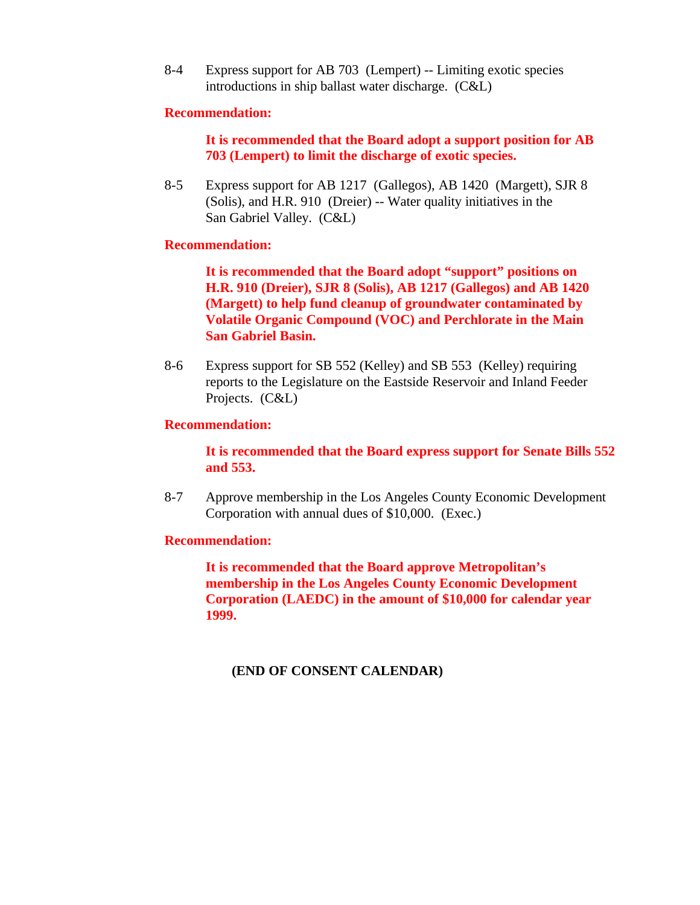8-4 Express support for AB 703 (Lempert) -- Limiting exotic species introductions in ship ballast water discharge. (C&L)

**Recommendation:**

> **It is recommended that the Board adopt a support position for AB 703 (Lempert) to limit the discharge of exotic species.**

8-5 Express support for AB 1217 (Gallegos), AB 1420 (Margett), SJR 8 (Solis), and H.R. 910 (Dreier) -- Water quality initiatives in the San Gabriel Valley. (C&L)

**Recommendation:**

> **It is recommended that the Board adopt "support" positions on H.R. 910 (Dreier), SJR 8 (Solis), AB 1217 (Gallegos) and AB 1420 (Margett) to help fund cleanup of groundwater contaminated by Volatile Organic Compound (VOC) and Perchlorate in the Main San Gabriel Basin.**

8-6 Express support for SB 552 (Kelley) and SB 553 (Kelley) requiring reports to the Legislature on the Eastside Reservoir and Inland Feeder Projects. (C&L)

**Recommendation:**

> **It is recommended that the Board express support for Senate Bills 552 and 553.**

8-7 Approve membership in the Los Angeles County Economic Development Corporation with annual dues of $10,000. (Exec.)

**Recommendation:**

> **It is recommended that the Board approve Metropolitan's membership in the Los Angeles County Economic Development Corporation (LAEDC) in the amount of $10,000 for calendar year 1999.**

**(END OF CONSENT CALENDAR)**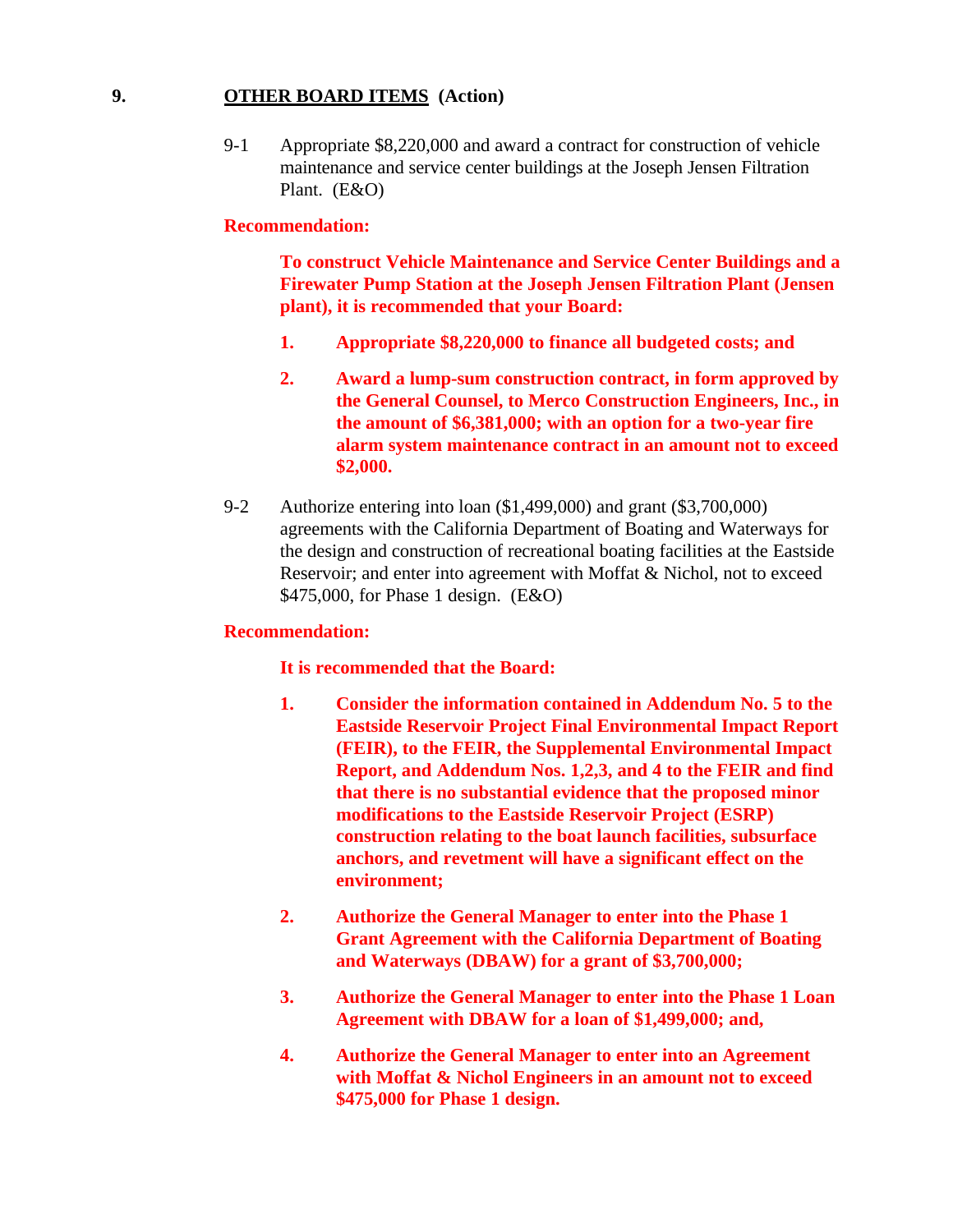## 9. <u>OTHER BOARD ITEMS</u> (Action)

9-1 Appropriate $8,220,000 and award a contract for construction of vehicle maintenance and service center buildings at the Joseph Jensen Filtration Plant. (E&O)

**Recommendation:**

**To construct Vehicle Maintenance and Service Center Buildings and a Firewater Pump Station at the Joseph Jensen Filtration Plant (Jensen plant), it is recommended that your Board:**

1. **Appropriate $8,220,000 to finance all budgeted costs; and**
2. **Award a lump-sum construction contract, in form approved by the General Counsel, to Merco Construction Engineers, Inc., in the amount of $6,381,000; with an option for a two-year fire alarm system maintenance contract in an amount not to exceed $2,000.**

9-2 Authorize entering into loan ($1,499,000) and grant ($3,700,000) agreements with the California Department of Boating and Waterways for the design and construction of recreational boating facilities at the Eastside Reservoir; and enter into agreement with Moffat & Nichol, not to exceed $475,000, for Phase 1 design. (E&O)

**Recommendation:**

**It is recommended that the Board:**

1. **Consider the information contained in Addendum No. 5 to the Eastside Reservoir Project Final Environmental Impact Report (FEIR), to the FEIR, the Supplemental Environmental Impact Report, and Addendum Nos. 1,2,3, and 4 to the FEIR and find that there is no substantial evidence that the proposed minor modifications to the Eastside Reservoir Project (ESRP) construction relating to the boat launch facilities, subsurface anchors, and revetment will have a significant effect on the environment;**
2. **Authorize the General Manager to enter into the Phase 1 Grant Agreement with the California Department of Boating and Waterways (DBAW) for a grant of $3,700,000;**
3. **Authorize the General Manager to enter into the Phase 1 Loan Agreement with DBAW for a loan of $1,499,000; and,**
4. **Authorize the General Manager to enter into an Agreement with Moffat & Nichol Engineers in an amount not to exceed $475,000 for Phase 1 design.**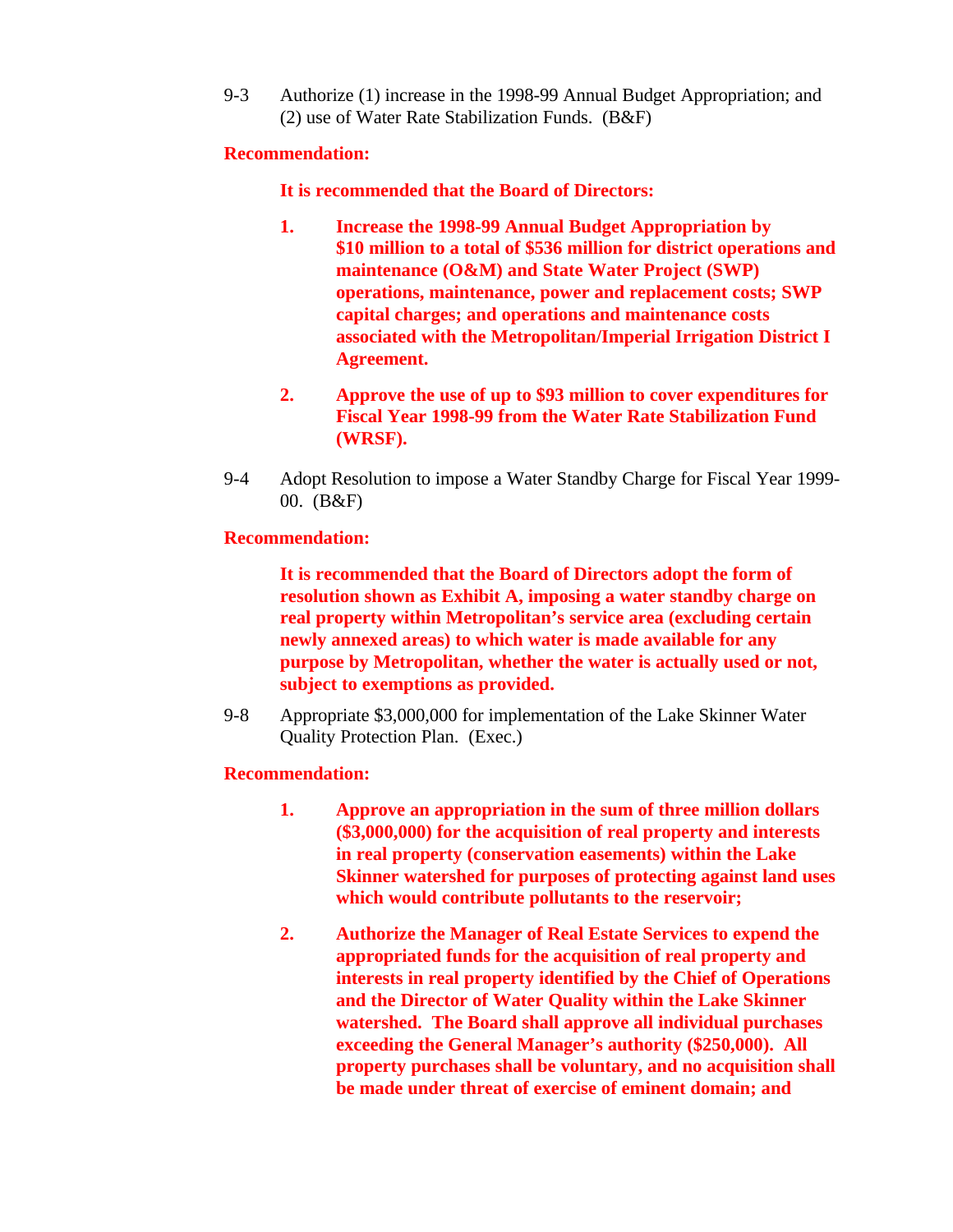9-3 Authorize (1) increase in the 1998-99 Annual Budget Appropriation; and (2) use of Water Rate Stabilization Funds. (B&F)

**Recommendation:**

**It is recommended that the Board of Directors:**

1. **Increase the 1998-99 Annual Budget Appropriation by $10 million to a total of $536 million for district operations and maintenance (O&M) and State Water Project (SWP) operations, maintenance, power and replacement costs; SWP capital charges; and operations and maintenance costs associated with the Metropolitan/Imperial Irrigation District I Agreement.**

2. **Approve the use of up to $93 million to cover expenditures for Fiscal Year 1998-99 from the Water Rate Stabilization Fund (WRSF).**

9-4 Adopt Resolution to impose a Water Standby Charge for Fiscal Year 1999-00. (B&F)

**Recommendation:**

**It is recommended that the Board of Directors adopt the form of resolution shown as Exhibit A, imposing a water standby charge on real property within Metropolitan's service area (excluding certain newly annexed areas) to which water is made available for any purpose by Metropolitan, whether the water is actually used or not, subject to exemptions as provided.**

9-8 Appropriate $3,000,000 for implementation of the Lake Skinner Water Quality Protection Plan. (Exec.)

**Recommendation:**

1. **Approve an appropriation in the sum of three million dollars ($3,000,000) for the acquisition of real property and interests in real property (conservation easements) within the Lake Skinner watershed for purposes of protecting against land uses which would contribute pollutants to the reservoir;**

2. **Authorize the Manager of Real Estate Services to expend the appropriated funds for the acquisition of real property and interests in real property identified by the Chief of Operations and the Director of Water Quality within the Lake Skinner watershed. The Board shall approve all individual purchases exceeding the General Manager's authority ($250,000). All property purchases shall be voluntary, and no acquisition shall be made under threat of exercise of eminent domain; and**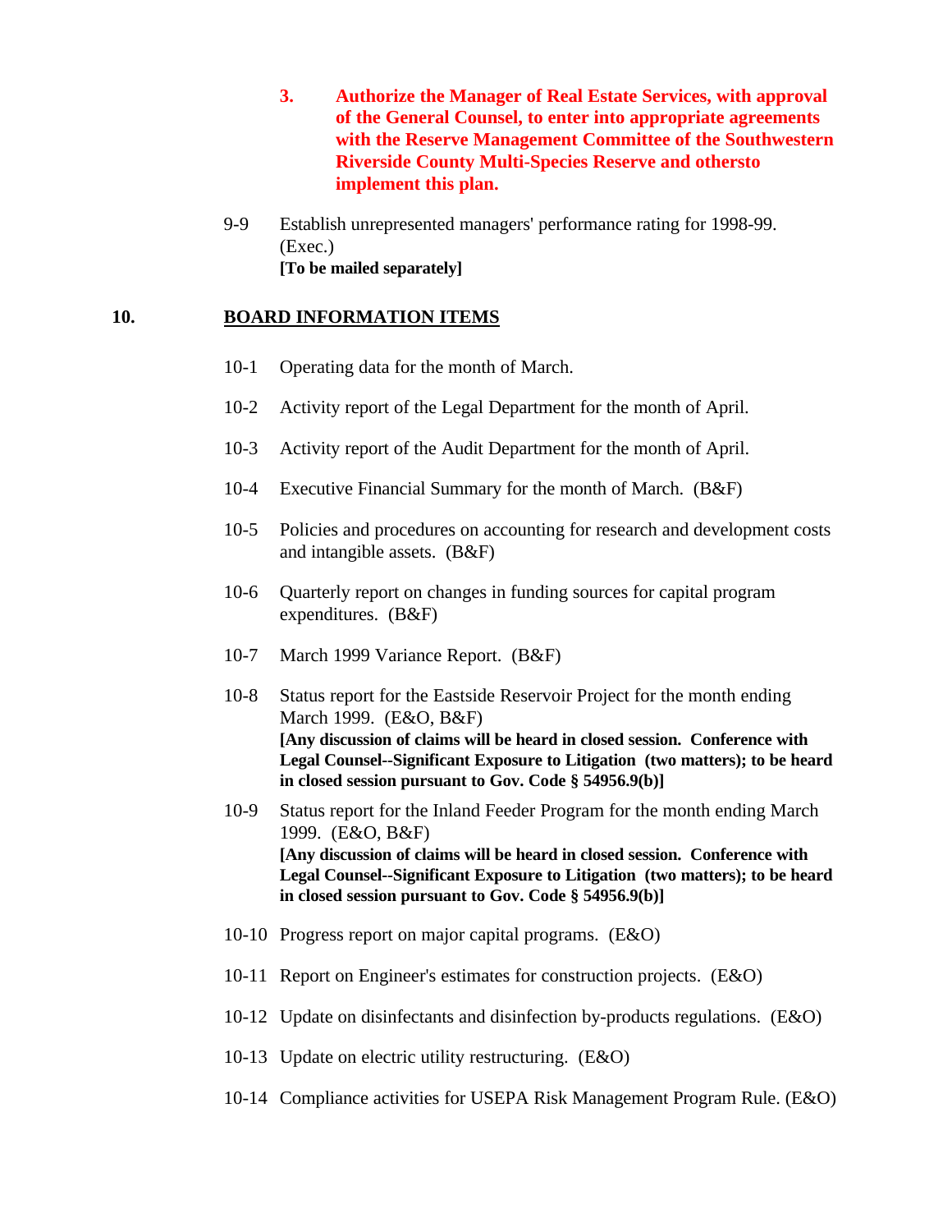**3. Authorize the Manager of Real Estate Services, with approval of the General Counsel, to enter into appropriate agreements with the Reserve Management Committee of the Southwestern Riverside County Multi-Species Reserve and othersto implement this plan.**

9-9 Establish unrepresented managers' performance rating for 1998-99. (Exec.)
**[To be mailed separately]**

## 10. BOARD INFORMATION ITEMS

10-1 Operating data for the month of March.

10-2 Activity report of the Legal Department for the month of April.

10-3 Activity report of the Audit Department for the month of April.

10-4 Executive Financial Summary for the month of March. (B&F)

10-5 Policies and procedures on accounting for research and development costs and intangible assets. (B&F)

10-6 Quarterly report on changes in funding sources for capital program expenditures. (B&F)

10-7 March 1999 Variance Report. (B&F)

10-8 Status report for the Eastside Reservoir Project for the month ending March 1999. (E&O, B&F)
**[Any discussion of claims will be heard in closed session. Conference with Legal Counsel--Significant Exposure to Litigation (two matters); to be heard in closed session pursuant to Gov. Code § 54956.9(b)]**

10-9 Status report for the Inland Feeder Program for the month ending March 1999. (E&O, B&F)
**[Any discussion of claims will be heard in closed session. Conference with Legal Counsel--Significant Exposure to Litigation (two matters); to be heard in closed session pursuant to Gov. Code § 54956.9(b)]**

10-10 Progress report on major capital programs. (E&O)

10-11 Report on Engineer's estimates for construction projects. (E&O)

10-12 Update on disinfectants and disinfection by-products regulations. (E&O)

10-13 Update on electric utility restructuring. (E&O)

10-14 Compliance activities for USEPA Risk Management Program Rule. (E&O)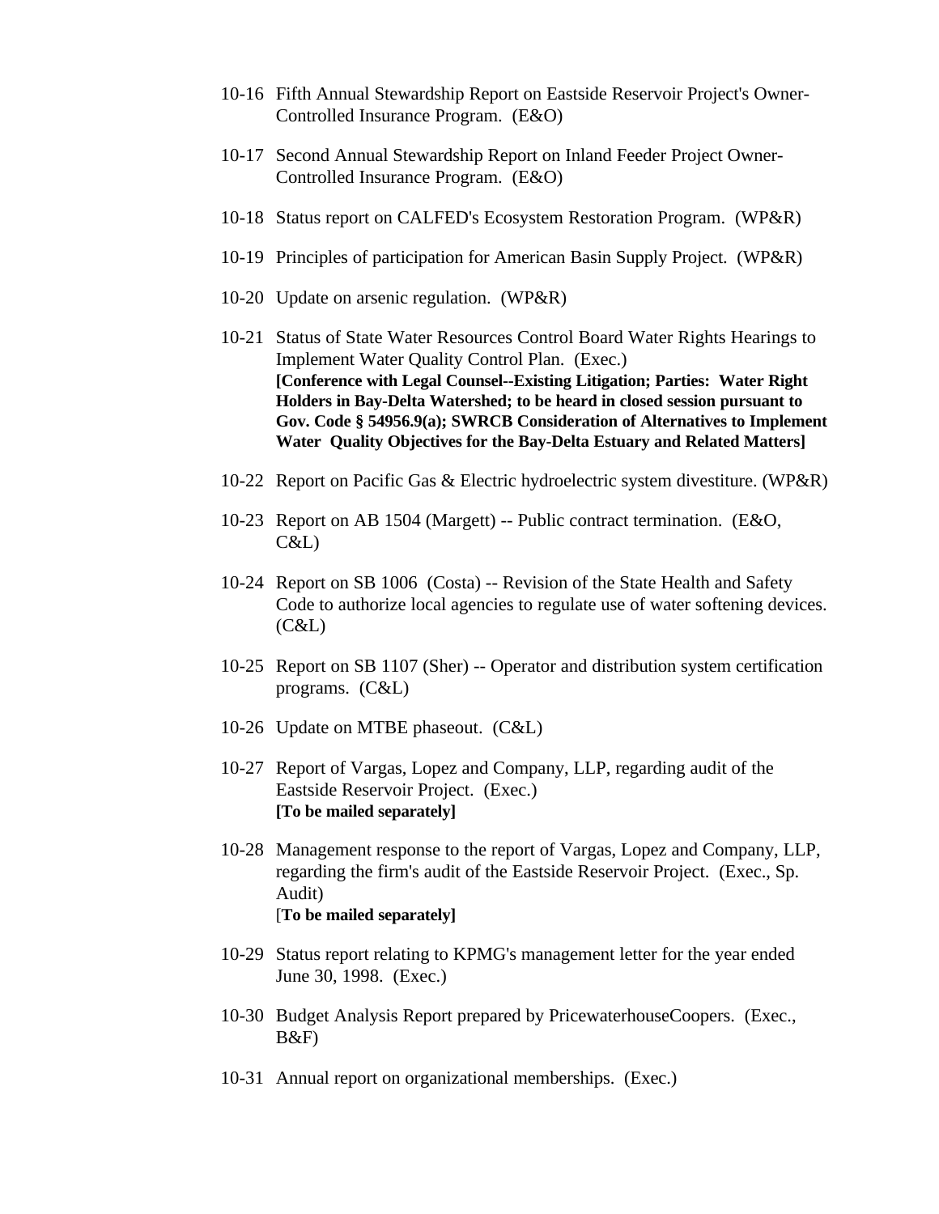10-16 Fifth Annual Stewardship Report on Eastside Reservoir Project's Owner-Controlled Insurance Program. (E&O)

10-17 Second Annual Stewardship Report on Inland Feeder Project Owner-Controlled Insurance Program. (E&O)

10-18 Status report on CALFED's Ecosystem Restoration Program. (WP&R)

10-19 Principles of participation for American Basin Supply Project. (WP&R)

10-20 Update on arsenic regulation. (WP&R)

10-21 Status of State Water Resources Control Board Water Rights Hearings to Implement Water Quality Control Plan. (Exec.)
**[Conference with Legal Counsel--Existing Litigation; Parties: Water Right Holders in Bay-Delta Watershed; to be heard in closed session pursuant to Gov. Code § 54956.9(a); SWRCB Consideration of Alternatives to Implement Water Quality Objectives for the Bay-Delta Estuary and Related Matters]**

10-22 Report on Pacific Gas & Electric hydroelectric system divestiture. (WP&R)

10-23 Report on AB 1504 (Margett) -- Public contract termination. (E&O, C&L)

10-24 Report on SB 1006 (Costa) -- Revision of the State Health and Safety Code to authorize local agencies to regulate use of water softening devices. (C&L)

10-25 Report on SB 1107 (Sher) -- Operator and distribution system certification programs. (C&L)

10-26 Update on MTBE phaseout. (C&L)

10-27 Report of Vargas, Lopez and Company, LLP, regarding audit of the Eastside Reservoir Project. (Exec.)
**[To be mailed separately]**

10-28 Management response to the report of Vargas, Lopez and Company, LLP, regarding the firm's audit of the Eastside Reservoir Project. (Exec., Sp. Audit)
[**To be mailed separately]**

10-29 Status report relating to KPMG's management letter for the year ended June 30, 1998. (Exec.)

10-30 Budget Analysis Report prepared by PricewaterhouseCoopers. (Exec., B&F)

10-31 Annual report on organizational memberships. (Exec.)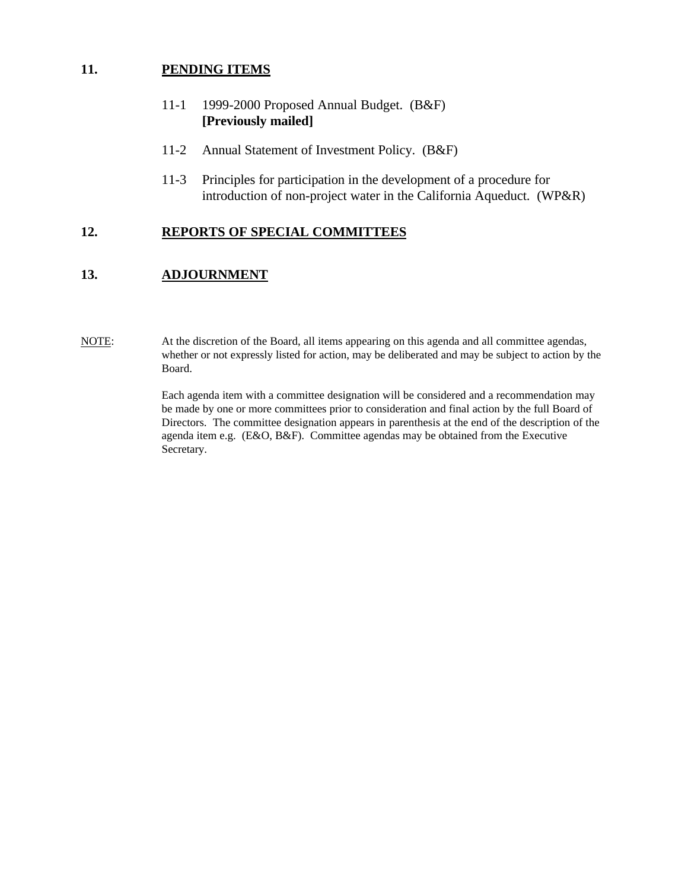## 11. PENDING ITEMS

11-1 1999-2000 Proposed Annual Budget. (B&F)
**[Previously mailed]**

11-2 Annual Statement of Investment Policy. (B&F)

11-3 Principles for participation in the development of a procedure for introduction of non-project water in the California Aqueduct. (WP&R)

## 12. REPORTS OF SPECIAL COMMITTEES

## 13. ADJOURNMENT

NOTE: At the discretion of the Board, all items appearing on this agenda and all committee agendas, whether or not expressly listed for action, may be deliberated and may be subject to action by the Board.

Each agenda item with a committee designation will be considered and a recommendation may be made by one or more committees prior to consideration and final action by the full Board of Directors. The committee designation appears in parenthesis at the end of the description of the agenda item e.g. (E&O, B&F). Committee agendas may be obtained from the Executive Secretary.